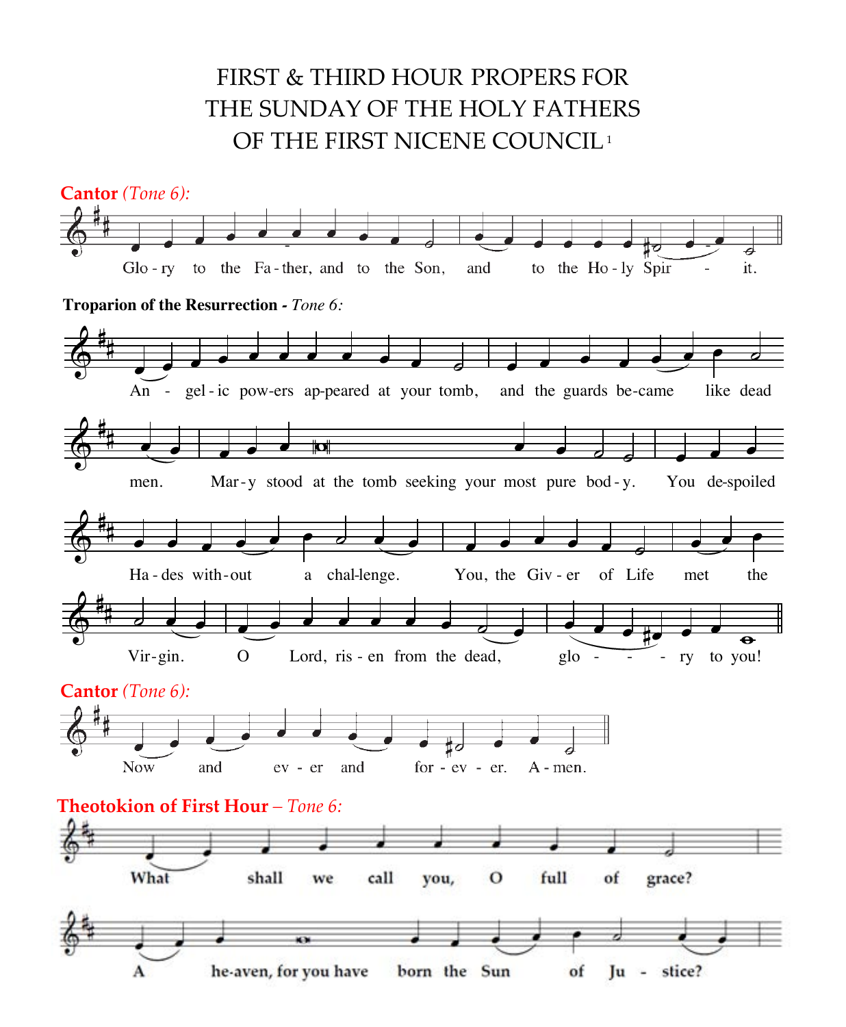# FIRST & THIRD HOUR PROPERS FOR THE SUNDAY OF THE HOLY FATHERS OF THE FIRST NICENE COUNCIL[1]

**Cantor** *(Tone 6):*

Glo - ry to the Fa - ther, and to the Son, and to the Ho - ly Spir - it.

**Troparion of the Resurrection** - *Tone 6:*

An - gel - ic pow-ers ap-peared at your tomb, and the guards be-came like dead men. Mar - y stood at the tomb seeking your most pure bod - y. You de-spoiled Ha - des with-out a chal-lenge. You, the Giv - er of Life met the Vir - gin. O Lord, ris - en from the dead, glo - - - ry to you!

**Cantor** *(Tone 6):*

Now and ev - er and for - ev - er. A - men.

**Theotokion of First Hour** – *Tone 6:*

What shall we call you, O full of grace? A he-aven, for you have born the Sun of Ju - stice?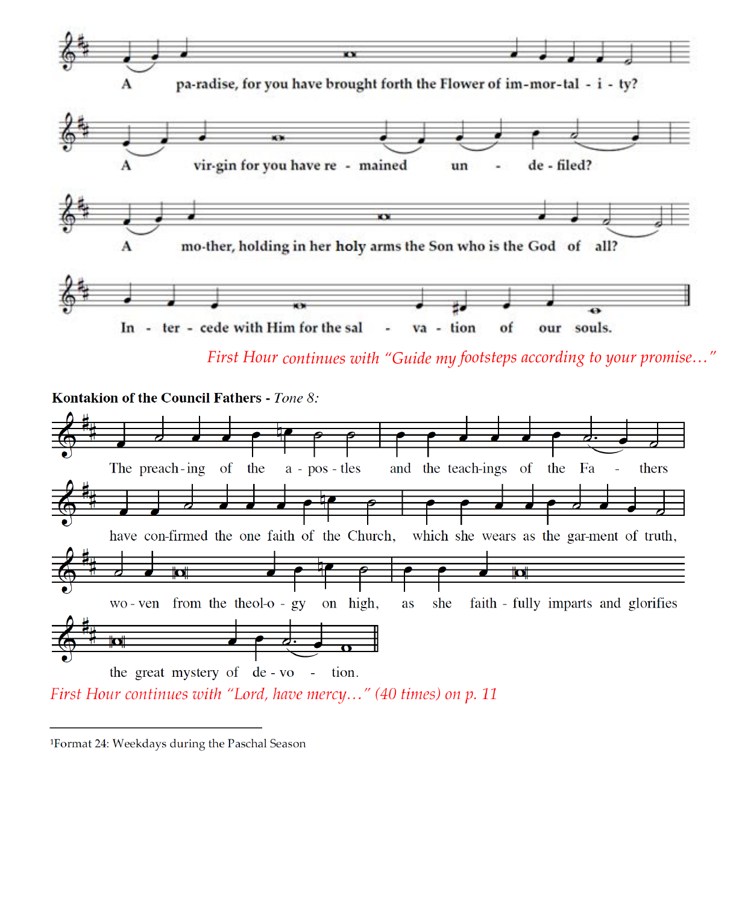A paradise, for you have brought forth the Flower of im-mor-tal - i - ty?

A vir-gin for you have re - mained un - de - filed?

A mo-ther, holding in her holy arms the Son who is the God of all?

In - ter - cede with Him for the sal - va - tion of our souls.

*First Hour continues with "Guide my footsteps according to your promise…"*

**Kontakion of the Council Fathers** - *Tone 8:*

The preach-ing of the a - pos - tles and the teach-ings of the Fa - thers

have con-firmed the one faith of the Church, which she wears as the gar-ment of truth,

wo - ven from the theol-o - gy on high, as she faith - fully imparts and glorifies

the great mystery of de - vo - tion.

*First Hour continues with "Lord, have mercy…" (40 times) on p. 11*

---

[1]Format 24: Weekdays during the Paschal Season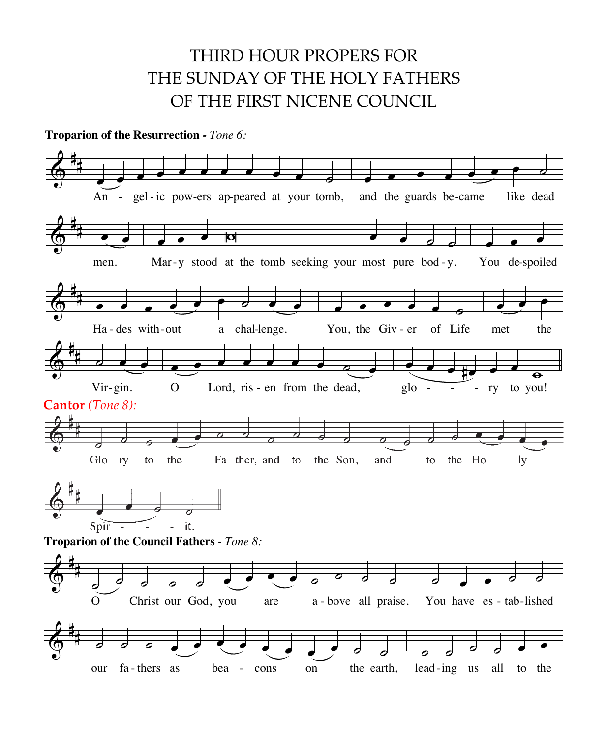# THIRD HOUR PROPERS FOR THE SUNDAY OF THE HOLY FATHERS OF THE FIRST NICENE COUNCIL

**Troparion of the Resurrection -** *Tone 6:*

An - gel - ic pow-ers ap-peared at your tomb, and the guards be-came like dead men. Mar - y stood at the tomb seeking your most pure bod - y. You de-spoiled Ha - des with-out a chal-lenge. You, the Giv - er of Life met the Vir - gin. O Lord, ris - en from the dead, glo - - - ry to you!

**Cantor** *(Tone 8):*

Glo - ry to the Fa - ther, and to the Son, and to the Ho - ly Spir - - - it.

**Troparion of the Council Fathers -** *Tone 8:*

O Christ our God, you are a - bove all praise. You have es - tab-lished our fa - thers as bea - cons on the earth, lead - ing us all to the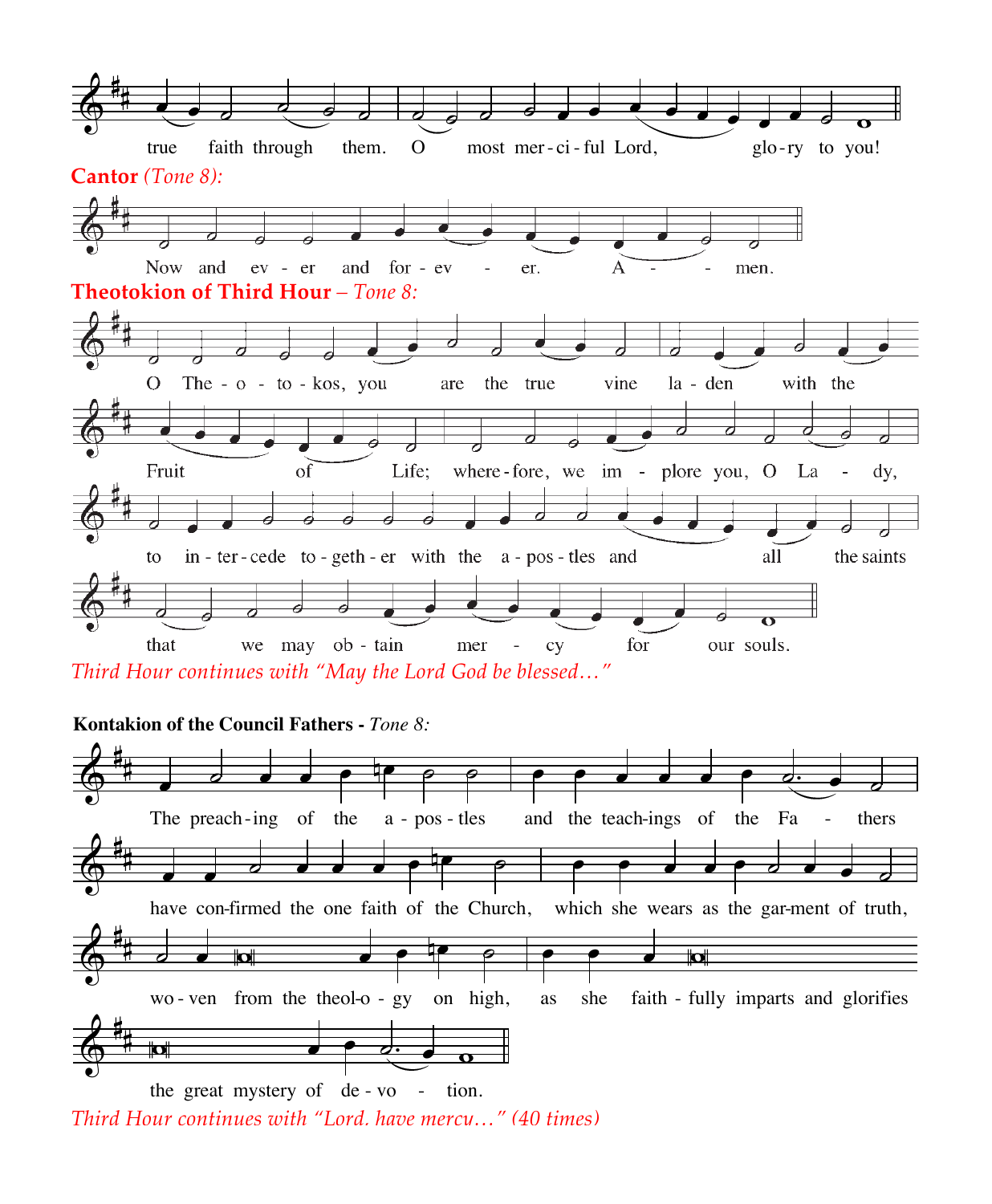true faith through them. O most mer-ci-ful Lord, glo-ry to you!

**Cantor** *(Tone 8):*

Now and ev - er and for - ev - er. A - - men.

## Theotokion of Third Hour – *Tone 8:*

O The - o - to - kos, you are the true vine la - den with the Fruit of Life; where-fore, we im - plore you, O La - dy, to in - ter - cede to - geth - er with the a - pos - tles and all the saints that we may ob - tain mer - cy for our souls.

*Third Hour continues with "May the Lord God be blessed…"*

**Kontakion of the Council Fathers -** *Tone 8:*

The preach-ing of the a - pos - tles and the teach-ings of the Fa - thers have con-firmed the one faith of the Church, which she wears as the gar-ment of truth, wo - ven from the theol-o - gy on high, as she faith - fully imparts and glorifies the great mystery of de - vo - tion.

*Third Hour continues with "Lord, have mercy…" (40 times)*